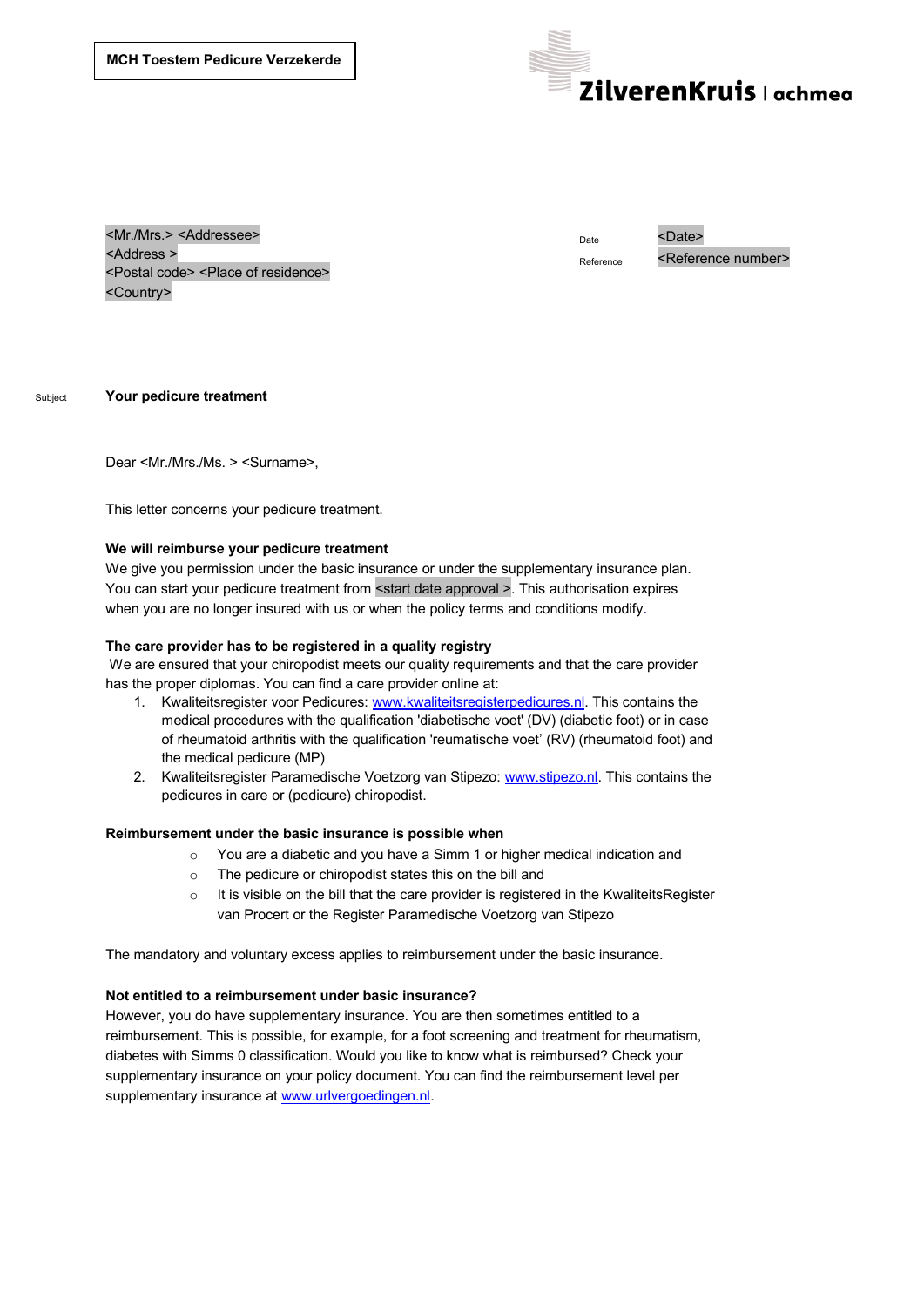**MCH Toestem Pedicure Verzekerde**

ZilverenKruis | achmea

<Mr./Mrs.> <Addressee>
<Address >
<Postal code> <Place of residence>
<Country>

Date <Date>
Reference <Reference number>

Subject **Your pedicure treatment**

Dear <Mr./Mrs./Ms. > <Surname>,

This letter concerns your pedicure treatment.

**We will reimburse your pedicure treatment**
We give you permission under the basic insurance or under the supplementary insurance plan. You can start your pedicure treatment from <start date approval >. This authorisation expires when you are no longer insured with us or when the policy terms and conditions modify.

**The care provider has to be registered in a quality registry**
We are ensured that your chiropodist meets our quality requirements and that the care provider has the proper diplomas. You can find a care provider online at:

1. Kwaliteitsregister voor Pedicures: www.kwaliteitsregisterpedicures.nl. This contains the medical procedures with the qualification 'diabetische voet' (DV) (diabetic foot) or in case of rheumatoid arthritis with the qualification 'reumatische voet' (RV) (rheumatoid foot) and the medical pedicure (MP)
2. Kwaliteitsregister Paramedische Voetzorg van Stipezo: www.stipezo.nl. This contains the pedicures in care or (pedicure) chiropodist.

**Reimbursement under the basic insurance is possible when**

- You are a diabetic and you have a Simm 1 or higher medical indication and
- The pedicure or chiropodist states this on the bill and
- It is visible on the bill that the care provider is registered in the KwaliteitsRegister van Procert or the Register Paramedische Voetzorg van Stipezo

The mandatory and voluntary excess applies to reimbursement under the basic insurance.

**Not entitled to a reimbursement under basic insurance?**
However, you do have supplementary insurance. You are then sometimes entitled to a reimbursement. This is possible, for example, for a foot screening and treatment for rheumatism, diabetes with Simms 0 classification. Would you like to know what is reimbursed? Check your supplementary insurance on your policy document. You can find the reimbursement level per supplementary insurance at www.urlvergoedingen.nl.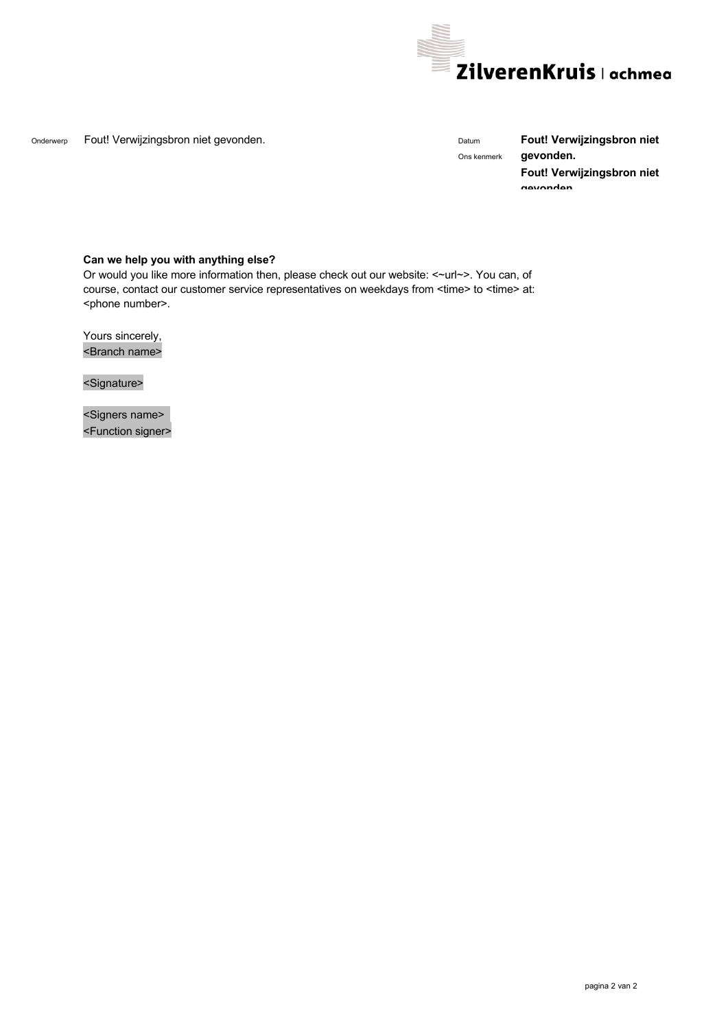Onderwerp Fout! Verwijzingsbron niet gevonden.

Datum **Fout! Verwijzingsbron niet gevonden.**

Ons kenmerk **Fout! Verwijzingsbron niet gevonden.**

**Can we help you with anything else?**

Or would you like more information then, please check out our website: <~url~>. You can, of course, contact our customer service representatives on weekdays from <time> to <time> at: <phone number>.

Yours sincerely,
<Branch name>

<Signature>

<Signers name>
<Function signer>